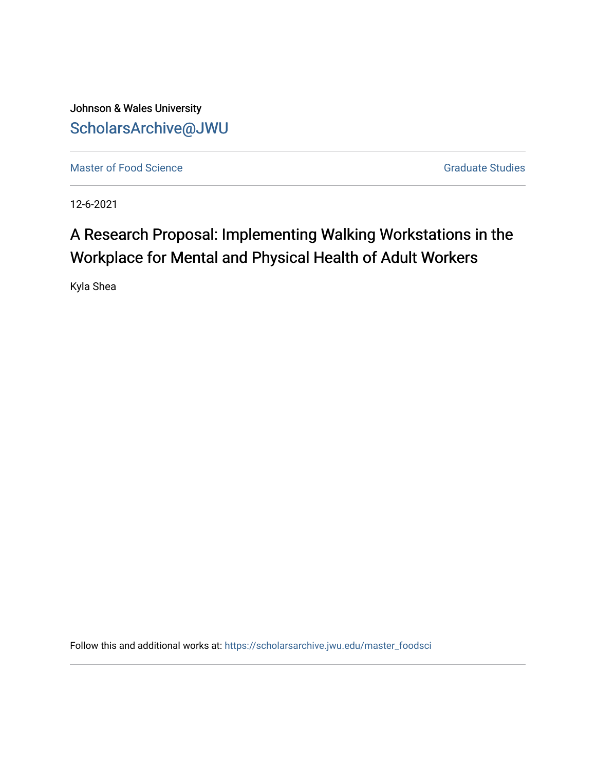Johnson & Wales University

ScholarsArchive@JWU

Master of Food Science | Graduate Studies

12-6-2021

# A Research Proposal: Implementing Walking Workstations in the Workplace for Mental and Physical Health of Adult Workers

Kyla Shea

Follow this and additional works at: https://scholarsarchive.jwu.edu/master_foodsci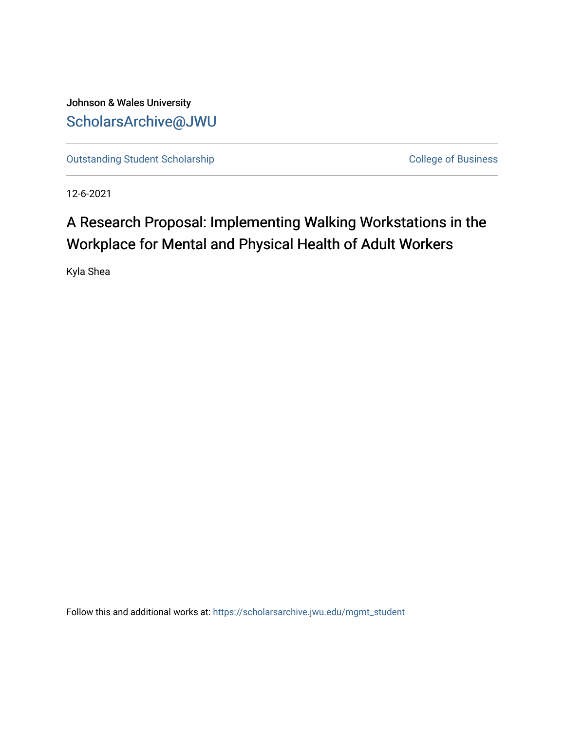Johnson & Wales University

ScholarsArchive@JWU

Outstanding Student Scholarship | College of Business

12-6-2021

# A Research Proposal: Implementing Walking Workstations in the Workplace for Mental and Physical Health of Adult Workers

Kyla Shea

Follow this and additional works at: https://scholarsarchive.jwu.edu/mgmt_student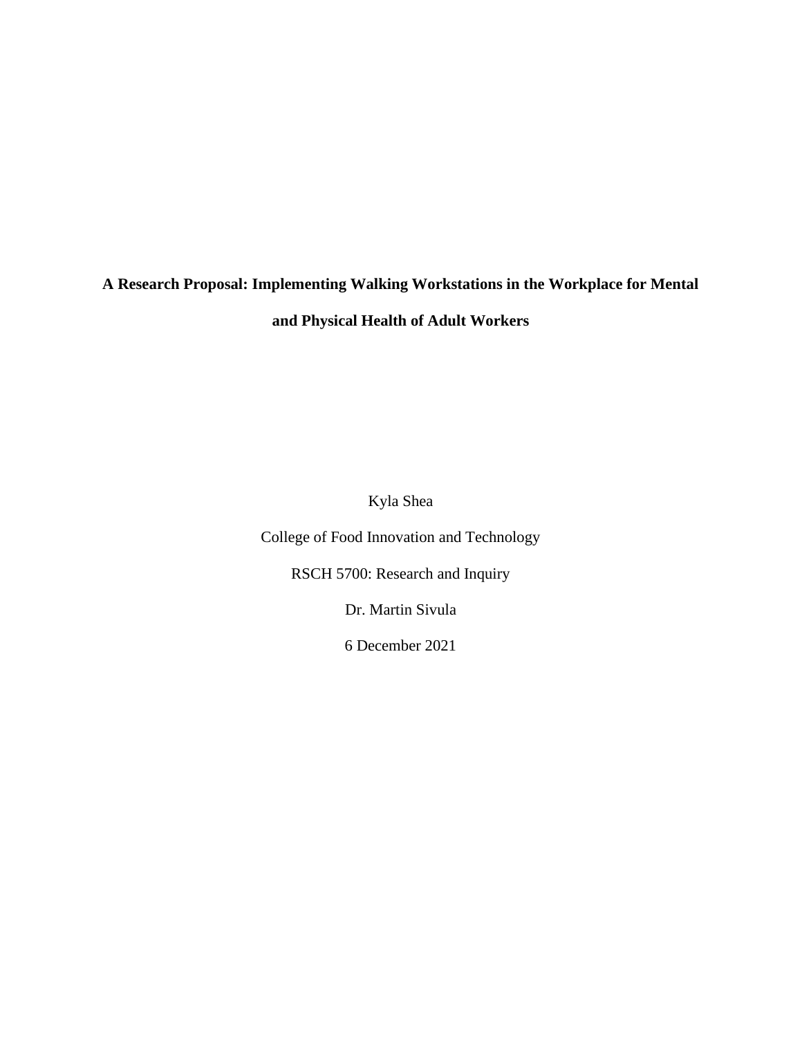**A Research Proposal: Implementing Walking Workstations in the Workplace for Mental and Physical Health of Adult Workers**

Kyla Shea

College of Food Innovation and Technology

RSCH 5700: Research and Inquiry

Dr. Martin Sivula

6 December 2021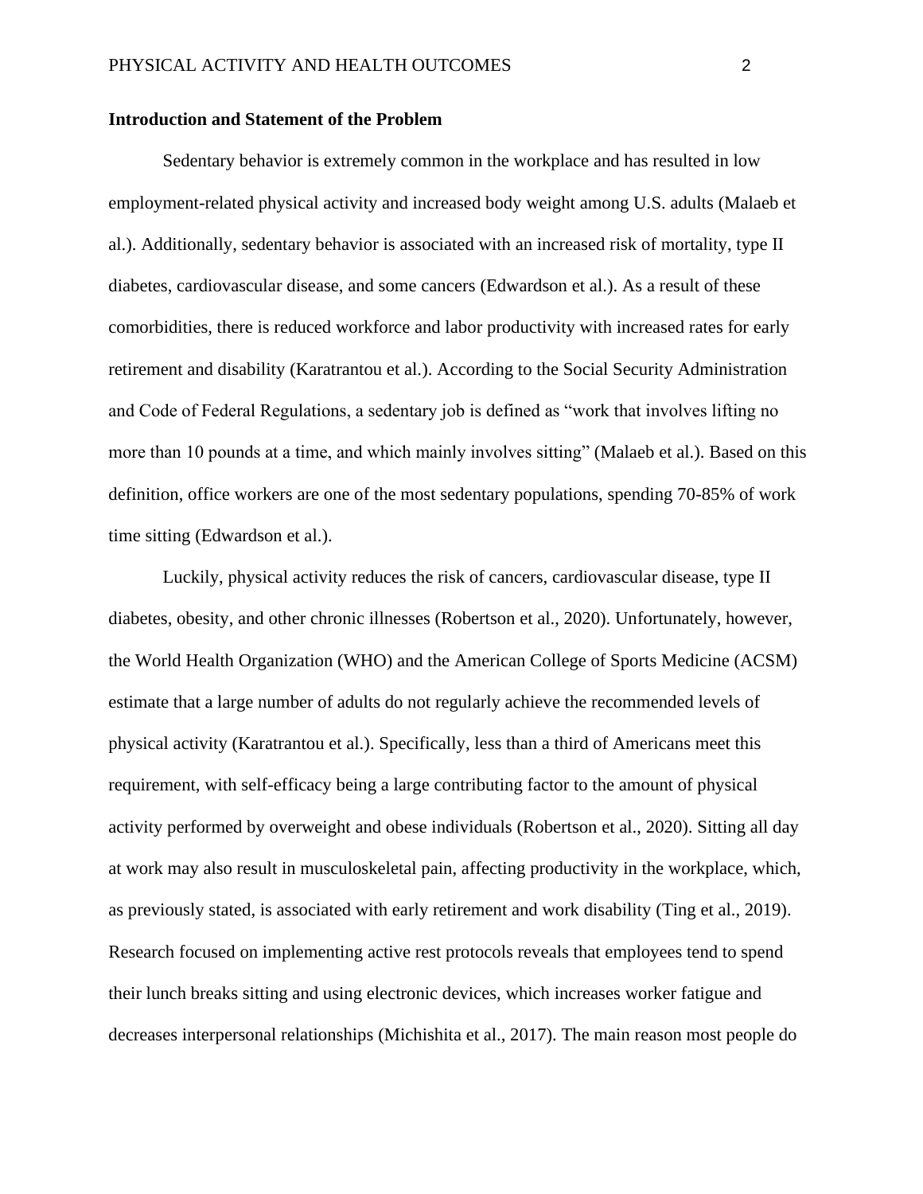**Introduction and Statement of the Problem**

Sedentary behavior is extremely common in the workplace and has resulted in low employment-related physical activity and increased body weight among U.S. adults (Malaeb et al.). Additionally, sedentary behavior is associated with an increased risk of mortality, type II diabetes, cardiovascular disease, and some cancers (Edwardson et al.). As a result of these comorbidities, there is reduced workforce and labor productivity with increased rates for early retirement and disability (Karatrantou et al.). According to the Social Security Administration and Code of Federal Regulations, a sedentary job is defined as "work that involves lifting no more than 10 pounds at a time, and which mainly involves sitting" (Malaeb et al.). Based on this definition, office workers are one of the most sedentary populations, spending 70-85% of work time sitting (Edwardson et al.).

Luckily, physical activity reduces the risk of cancers, cardiovascular disease, type II diabetes, obesity, and other chronic illnesses (Robertson et al., 2020). Unfortunately, however, the World Health Organization (WHO) and the American College of Sports Medicine (ACSM) estimate that a large number of adults do not regularly achieve the recommended levels of physical activity (Karatrantou et al.). Specifically, less than a third of Americans meet this requirement, with self-efficacy being a large contributing factor to the amount of physical activity performed by overweight and obese individuals (Robertson et al., 2020). Sitting all day at work may also result in musculoskeletal pain, affecting productivity in the workplace, which, as previously stated, is associated with early retirement and work disability (Ting et al., 2019). Research focused on implementing active rest protocols reveals that employees tend to spend their lunch breaks sitting and using electronic devices, which increases worker fatigue and decreases interpersonal relationships (Michishita et al., 2017). The main reason most people do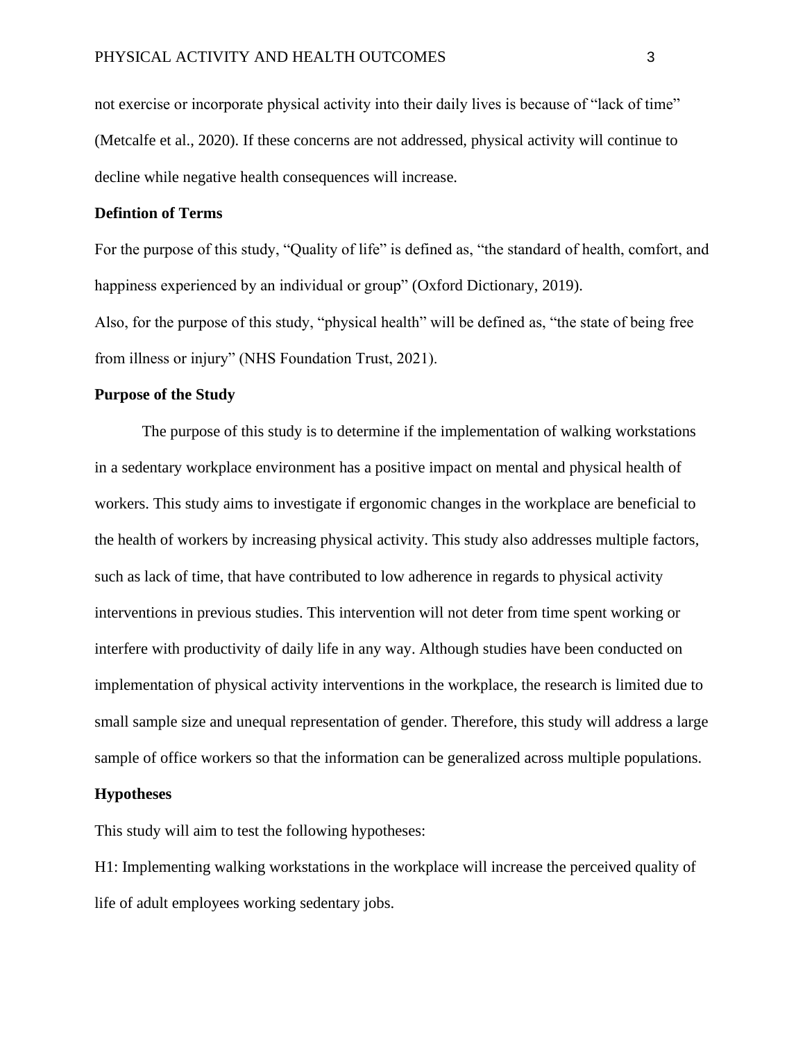not exercise or incorporate physical activity into their daily lives is because of "lack of time" (Metcalfe et al., 2020). If these concerns are not addressed, physical activity will continue to decline while negative health consequences will increase.

**Defintion of Terms**

For the purpose of this study, "Quality of life" is defined as, "the standard of health, comfort, and happiness experienced by an individual or group" (Oxford Dictionary, 2019).

Also, for the purpose of this study, "physical health" will be defined as, "the state of being free from illness or injury" (NHS Foundation Trust, 2021).

**Purpose of the Study**

The purpose of this study is to determine if the implementation of walking workstations in a sedentary workplace environment has a positive impact on mental and physical health of workers. This study aims to investigate if ergonomic changes in the workplace are beneficial to the health of workers by increasing physical activity. This study also addresses multiple factors, such as lack of time, that have contributed to low adherence in regards to physical activity interventions in previous studies. This intervention will not deter from time spent working or interfere with productivity of daily life in any way. Although studies have been conducted on implementation of physical activity interventions in the workplace, the research is limited due to small sample size and unequal representation of gender. Therefore, this study will address a large sample of office workers so that the information can be generalized across multiple populations.

**Hypotheses**

This study will aim to test the following hypotheses:

H1: Implementing walking workstations in the workplace will increase the perceived quality of life of adult employees working sedentary jobs.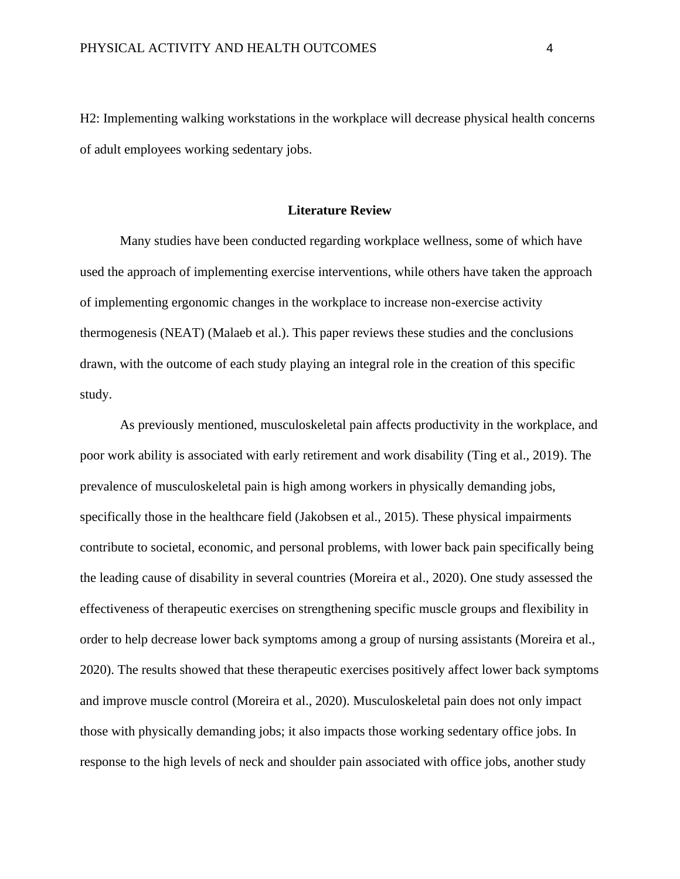H2: Implementing walking workstations in the workplace will decrease physical health concerns of adult employees working sedentary jobs.

## Literature Review

Many studies have been conducted regarding workplace wellness, some of which have used the approach of implementing exercise interventions, while others have taken the approach of implementing ergonomic changes in the workplace to increase non-exercise activity thermogenesis (NEAT) (Malaeb et al.). This paper reviews these studies and the conclusions drawn, with the outcome of each study playing an integral role in the creation of this specific study.

As previously mentioned, musculoskeletal pain affects productivity in the workplace, and poor work ability is associated with early retirement and work disability (Ting et al., 2019). The prevalence of musculoskeletal pain is high among workers in physically demanding jobs, specifically those in the healthcare field (Jakobsen et al., 2015). These physical impairments contribute to societal, economic, and personal problems, with lower back pain specifically being the leading cause of disability in several countries (Moreira et al., 2020). One study assessed the effectiveness of therapeutic exercises on strengthening specific muscle groups and flexibility in order to help decrease lower back symptoms among a group of nursing assistants (Moreira et al., 2020). The results showed that these therapeutic exercises positively affect lower back symptoms and improve muscle control (Moreira et al., 2020). Musculoskeletal pain does not only impact those with physically demanding jobs; it also impacts those working sedentary office jobs. In response to the high levels of neck and shoulder pain associated with office jobs, another study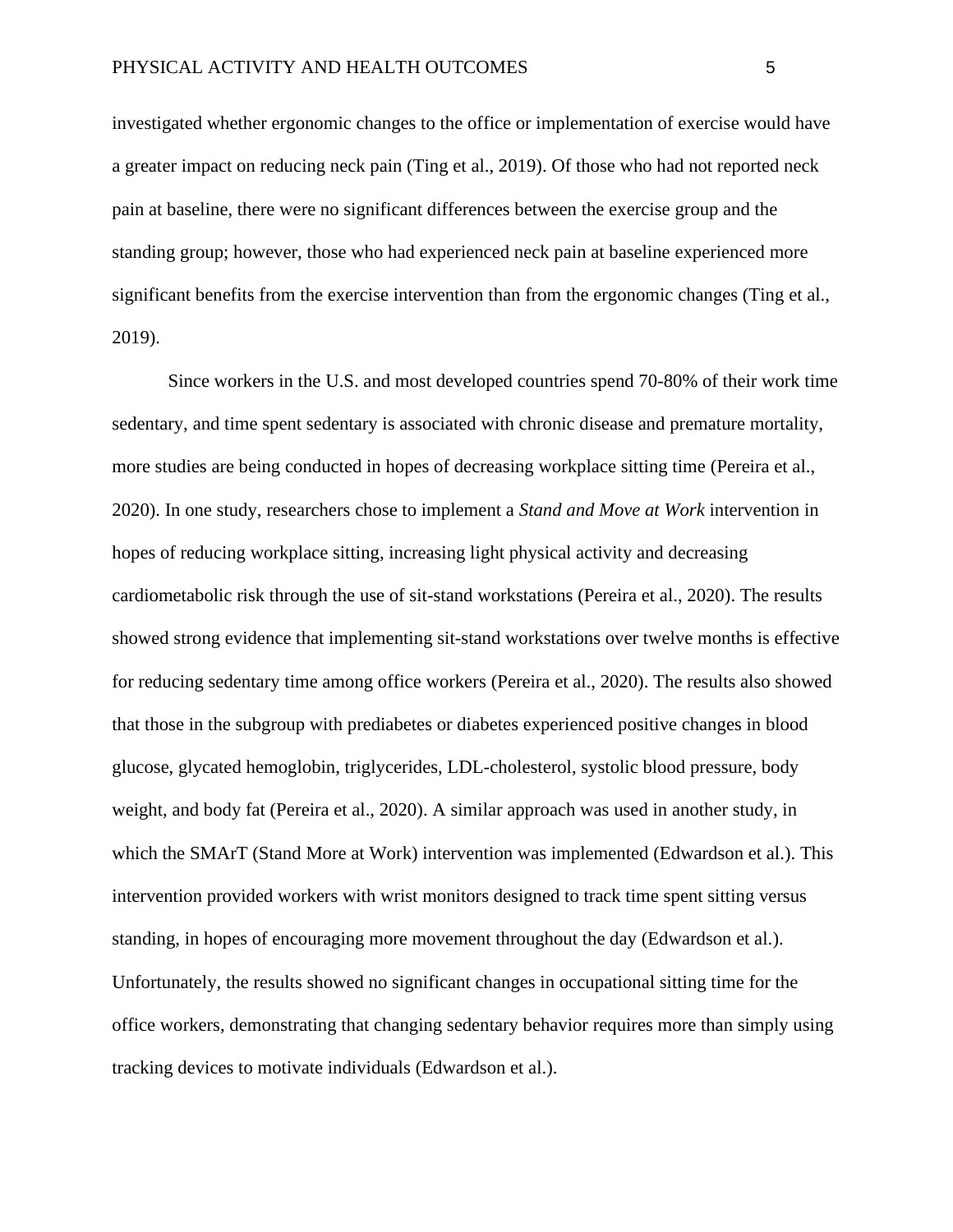investigated whether ergonomic changes to the office or implementation of exercise would have a greater impact on reducing neck pain (Ting et al., 2019). Of those who had not reported neck pain at baseline, there were no significant differences between the exercise group and the standing group; however, those who had experienced neck pain at baseline experienced more significant benefits from the exercise intervention than from the ergonomic changes (Ting et al., 2019).

Since workers in the U.S. and most developed countries spend 70-80% of their work time sedentary, and time spent sedentary is associated with chronic disease and premature mortality, more studies are being conducted in hopes of decreasing workplace sitting time (Pereira et al., 2020). In one study, researchers chose to implement a *Stand and Move at Work* intervention in hopes of reducing workplace sitting, increasing light physical activity and decreasing cardiometabolic risk through the use of sit-stand workstations (Pereira et al., 2020). The results showed strong evidence that implementing sit-stand workstations over twelve months is effective for reducing sedentary time among office workers (Pereira et al., 2020). The results also showed that those in the subgroup with prediabetes or diabetes experienced positive changes in blood glucose, glycated hemoglobin, triglycerides, LDL-cholesterol, systolic blood pressure, body weight, and body fat (Pereira et al., 2020). A similar approach was used in another study, in which the SMArT (Stand More at Work) intervention was implemented (Edwardson et al.). This intervention provided workers with wrist monitors designed to track time spent sitting versus standing, in hopes of encouraging more movement throughout the day (Edwardson et al.). Unfortunately, the results showed no significant changes in occupational sitting time for the office workers, demonstrating that changing sedentary behavior requires more than simply using tracking devices to motivate individuals (Edwardson et al.).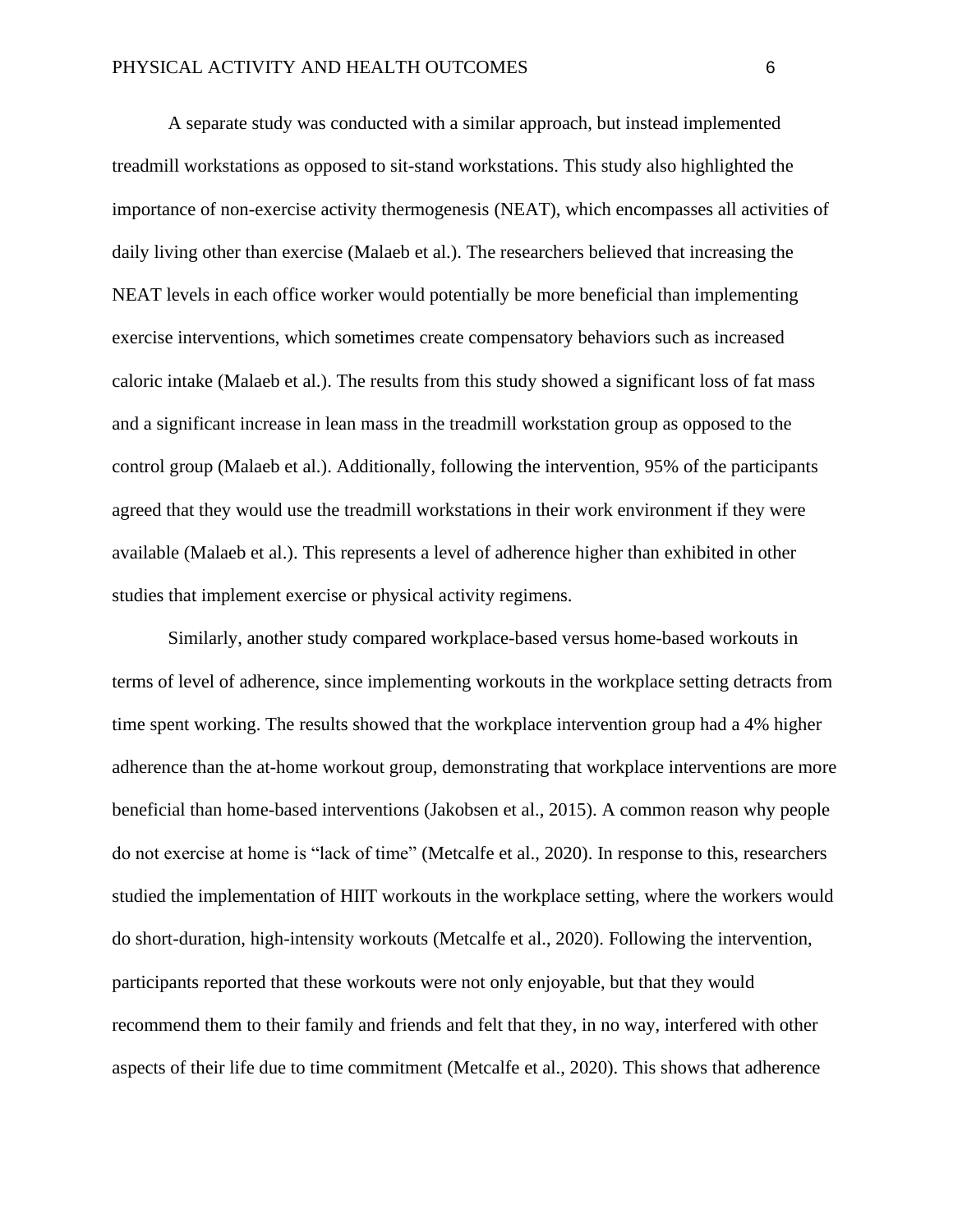A separate study was conducted with a similar approach, but instead implemented treadmill workstations as opposed to sit-stand workstations. This study also highlighted the importance of non-exercise activity thermogenesis (NEAT), which encompasses all activities of daily living other than exercise (Malaeb et al.). The researchers believed that increasing the NEAT levels in each office worker would potentially be more beneficial than implementing exercise interventions, which sometimes create compensatory behaviors such as increased caloric intake (Malaeb et al.). The results from this study showed a significant loss of fat mass and a significant increase in lean mass in the treadmill workstation group as opposed to the control group (Malaeb et al.). Additionally, following the intervention, 95% of the participants agreed that they would use the treadmill workstations in their work environment if they were available (Malaeb et al.). This represents a level of adherence higher than exhibited in other studies that implement exercise or physical activity regimens.

Similarly, another study compared workplace-based versus home-based workouts in terms of level of adherence, since implementing workouts in the workplace setting detracts from time spent working. The results showed that the workplace intervention group had a 4% higher adherence than the at-home workout group, demonstrating that workplace interventions are more beneficial than home-based interventions (Jakobsen et al., 2015). A common reason why people do not exercise at home is "lack of time" (Metcalfe et al., 2020). In response to this, researchers studied the implementation of HIIT workouts in the workplace setting, where the workers would do short-duration, high-intensity workouts (Metcalfe et al., 2020). Following the intervention, participants reported that these workouts were not only enjoyable, but that they would recommend them to their family and friends and felt that they, in no way, interfered with other aspects of their life due to time commitment (Metcalfe et al., 2020). This shows that adherence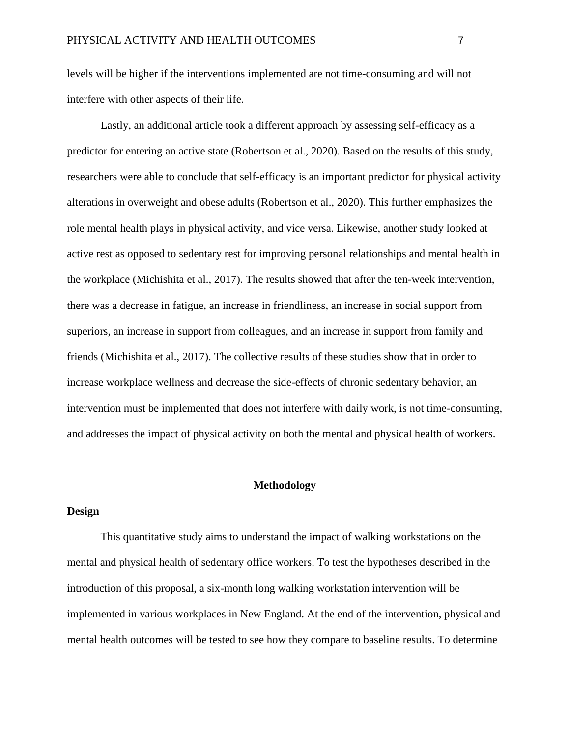levels will be higher if the interventions implemented are not time-consuming and will not interfere with other aspects of their life.

Lastly, an additional article took a different approach by assessing self-efficacy as a predictor for entering an active state (Robertson et al., 2020). Based on the results of this study, researchers were able to conclude that self-efficacy is an important predictor for physical activity alterations in overweight and obese adults (Robertson et al., 2020). This further emphasizes the role mental health plays in physical activity, and vice versa. Likewise, another study looked at active rest as opposed to sedentary rest for improving personal relationships and mental health in the workplace (Michishita et al., 2017). The results showed that after the ten-week intervention, there was a decrease in fatigue, an increase in friendliness, an increase in social support from superiors, an increase in support from colleagues, and an increase in support from family and friends (Michishita et al., 2017). The collective results of these studies show that in order to increase workplace wellness and decrease the side-effects of chronic sedentary behavior, an intervention must be implemented that does not interfere with daily work, is not time-consuming, and addresses the impact of physical activity on both the mental and physical health of workers.

# Methodology

## Design

This quantitative study aims to understand the impact of walking workstations on the mental and physical health of sedentary office workers. To test the hypotheses described in the introduction of this proposal, a six-month long walking workstation intervention will be implemented in various workplaces in New England. At the end of the intervention, physical and mental health outcomes will be tested to see how they compare to baseline results. To determine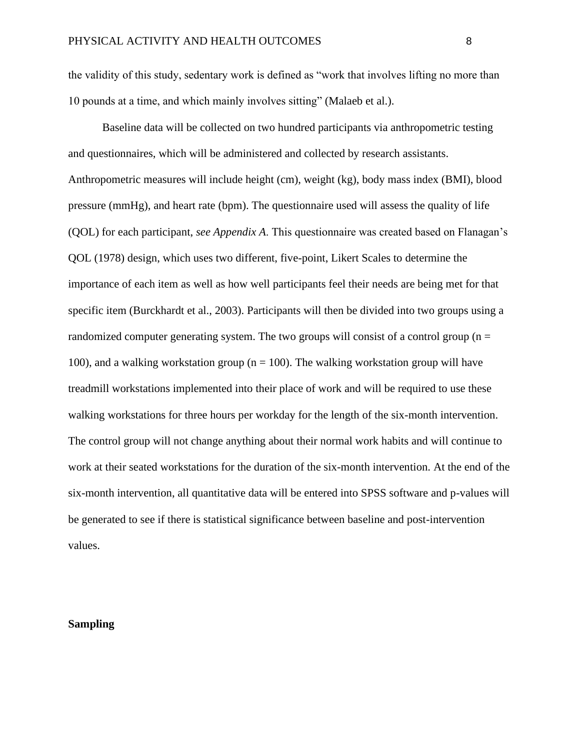the validity of this study, sedentary work is defined as "work that involves lifting no more than 10 pounds at a time, and which mainly involves sitting" (Malaeb et al.).

Baseline data will be collected on two hundred participants via anthropometric testing and questionnaires, which will be administered and collected by research assistants. Anthropometric measures will include height (cm), weight (kg), body mass index (BMI), blood pressure (mmHg), and heart rate (bpm). The questionnaire used will assess the quality of life (QOL) for each participant, *see Appendix A.* This questionnaire was created based on Flanagan's QOL (1978) design, which uses two different, five-point, Likert Scales to determine the importance of each item as well as how well participants feel their needs are being met for that specific item (Burckhardt et al., 2003). Participants will then be divided into two groups using a randomized computer generating system. The two groups will consist of a control group ($n = 100$), and a walking workstation group ($n = 100$). The walking workstation group will have treadmill workstations implemented into their place of work and will be required to use these walking workstations for three hours per workday for the length of the six-month intervention. The control group will not change anything about their normal work habits and will continue to work at their seated workstations for the duration of the six-month intervention. At the end of the six-month intervention, all quantitative data will be entered into SPSS software and p-values will be generated to see if there is statistical significance between baseline and post-intervention values.

## Sampling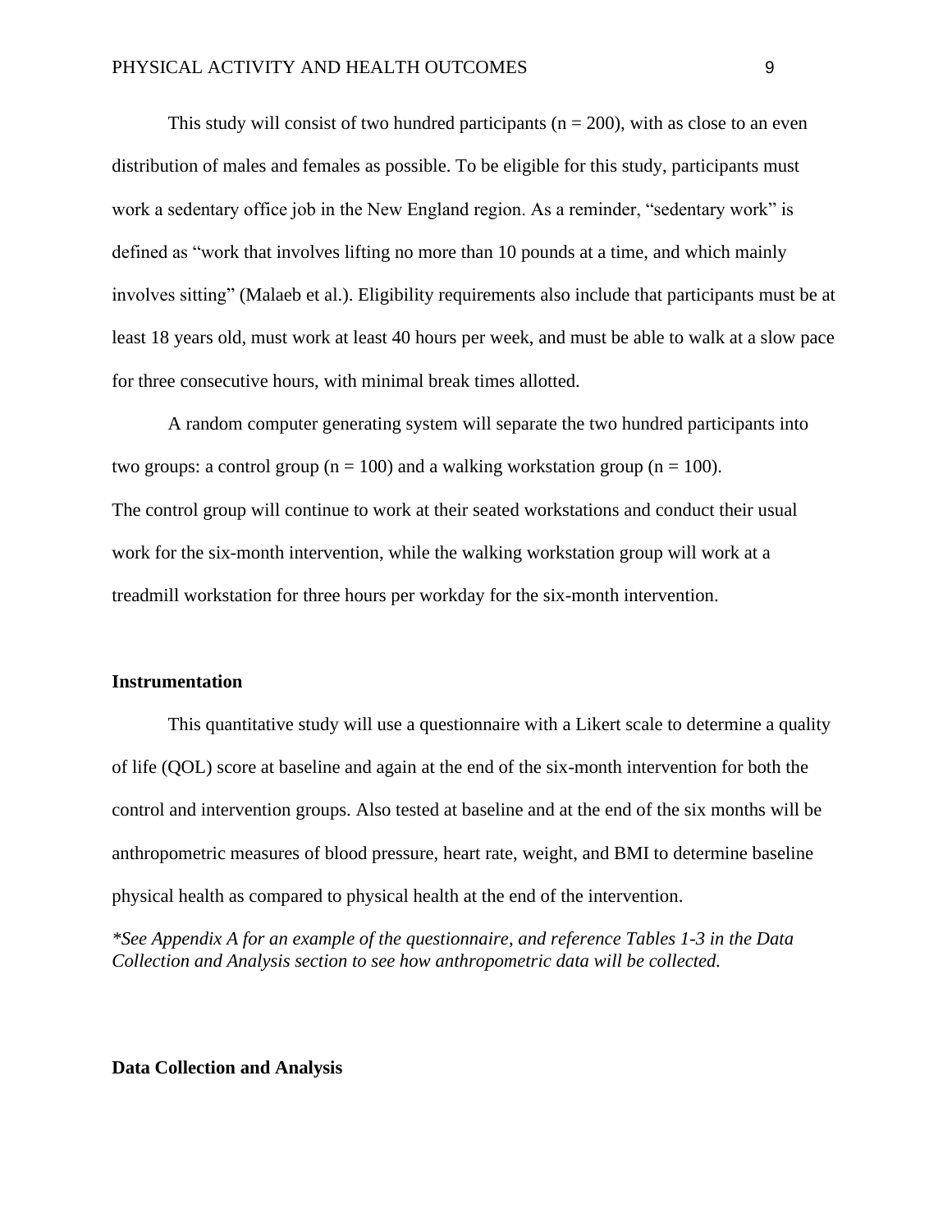This study will consist of two hundred participants (n = 200), with as close to an even distribution of males and females as possible. To be eligible for this study, participants must work a sedentary office job in the New England region. As a reminder, "sedentary work" is defined as "work that involves lifting no more than 10 pounds at a time, and which mainly involves sitting" (Malaeb et al.). Eligibility requirements also include that participants must be at least 18 years old, must work at least 40 hours per week, and must be able to walk at a slow pace for three consecutive hours, with minimal break times allotted.

A random computer generating system will separate the two hundred participants into two groups: a control group (n = 100) and a walking workstation group (n = 100). The control group will continue to work at their seated workstations and conduct their usual work for the six-month intervention, while the walking workstation group will work at a treadmill workstation for three hours per workday for the six-month intervention.

**Instrumentation**

This quantitative study will use a questionnaire with a Likert scale to determine a quality of life (QOL) score at baseline and again at the end of the six-month intervention for both the control and intervention groups. Also tested at baseline and at the end of the six months will be anthropometric measures of blood pressure, heart rate, weight, and BMI to determine baseline physical health as compared to physical health at the end of the intervention.

*\*See Appendix A for an example of the questionnaire, and reference Tables 1-3 in the Data Collection and Analysis section to see how anthropometric data will be collected.*

**Data Collection and Analysis**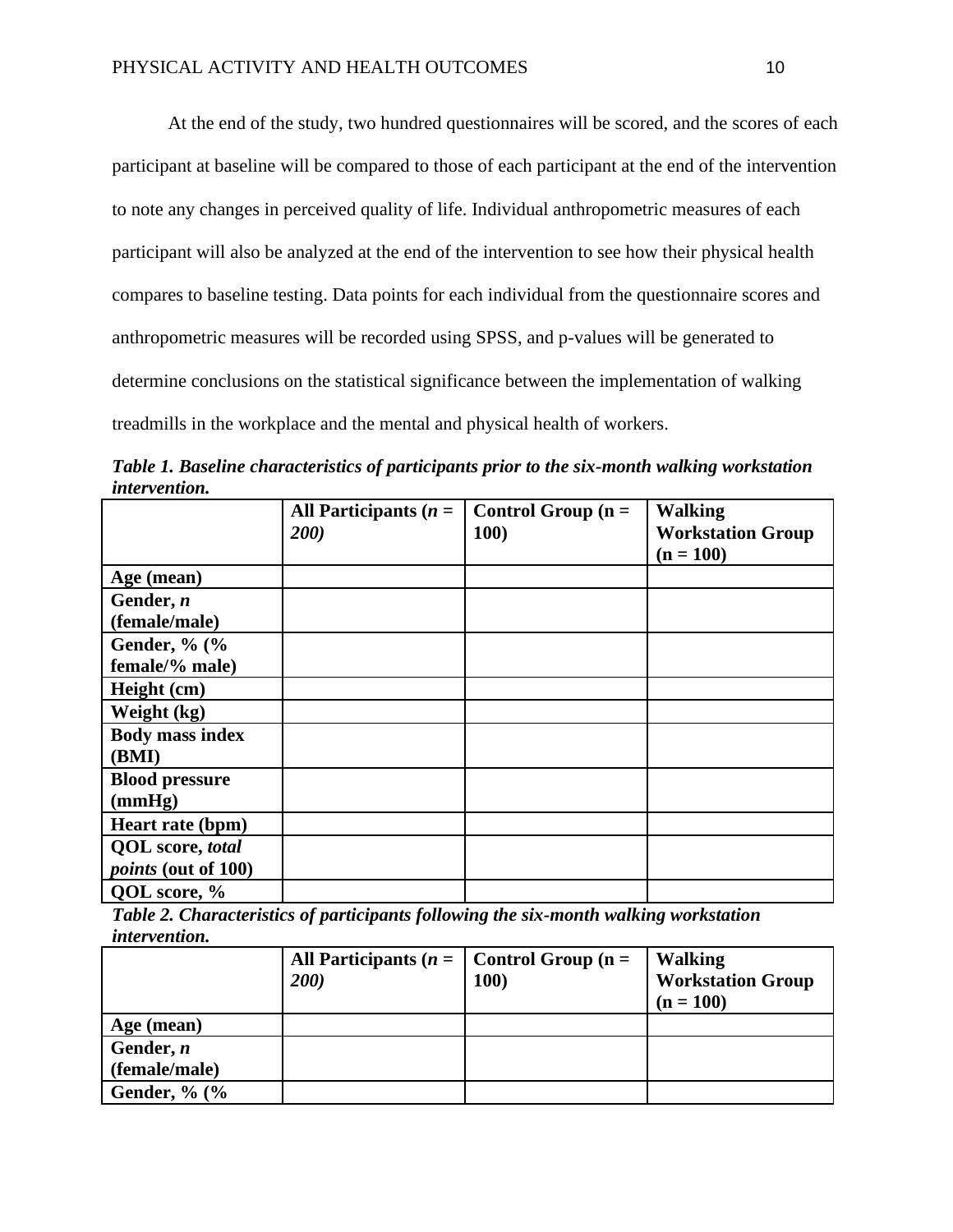At the end of the study, two hundred questionnaires will be scored, and the scores of each participant at baseline will be compared to those of each participant at the end of the intervention to note any changes in perceived quality of life. Individual anthropometric measures of each participant will also be analyzed at the end of the intervention to see how their physical health compares to baseline testing. Data points for each individual from the questionnaire scores and anthropometric measures will be recorded using SPSS, and p-values will be generated to determine conclusions on the statistical significance between the implementation of walking treadmills in the workplace and the mental and physical health of workers.

***Table 1. Baseline characteristics of participants prior to the six-month walking workstation intervention.***

| | **All Participants (*n = 200)*** | **Control Group (n = 100)** | **Walking Workstation Group (n = 100)** |
|---|---|---|---|
| **Age (mean)** | | | |
| **Gender, *n* (female/male)** | | | |
| **Gender, % (% female/% male)** | | | |
| **Height (cm)** | | | |
| **Weight (kg)** | | | |
| **Body mass index (BMI)** | | | |
| **Blood pressure (mmHg)** | | | |
| **Heart rate (bpm)** | | | |
| **QOL score, *total points* (out of 100)** | | | |
| **QOL score, %** | | | |

***Table 2. Characteristics of participants following the six-month walking workstation intervention.***

| | **All Participants (*n = 200)*** | **Control Group (n = 100)** | **Walking Workstation Group (n = 100)** |
|---|---|---|---|
| **Age (mean)** | | | |
| **Gender, *n* (female/male)** | | | |
| **Gender, % (%** | | | |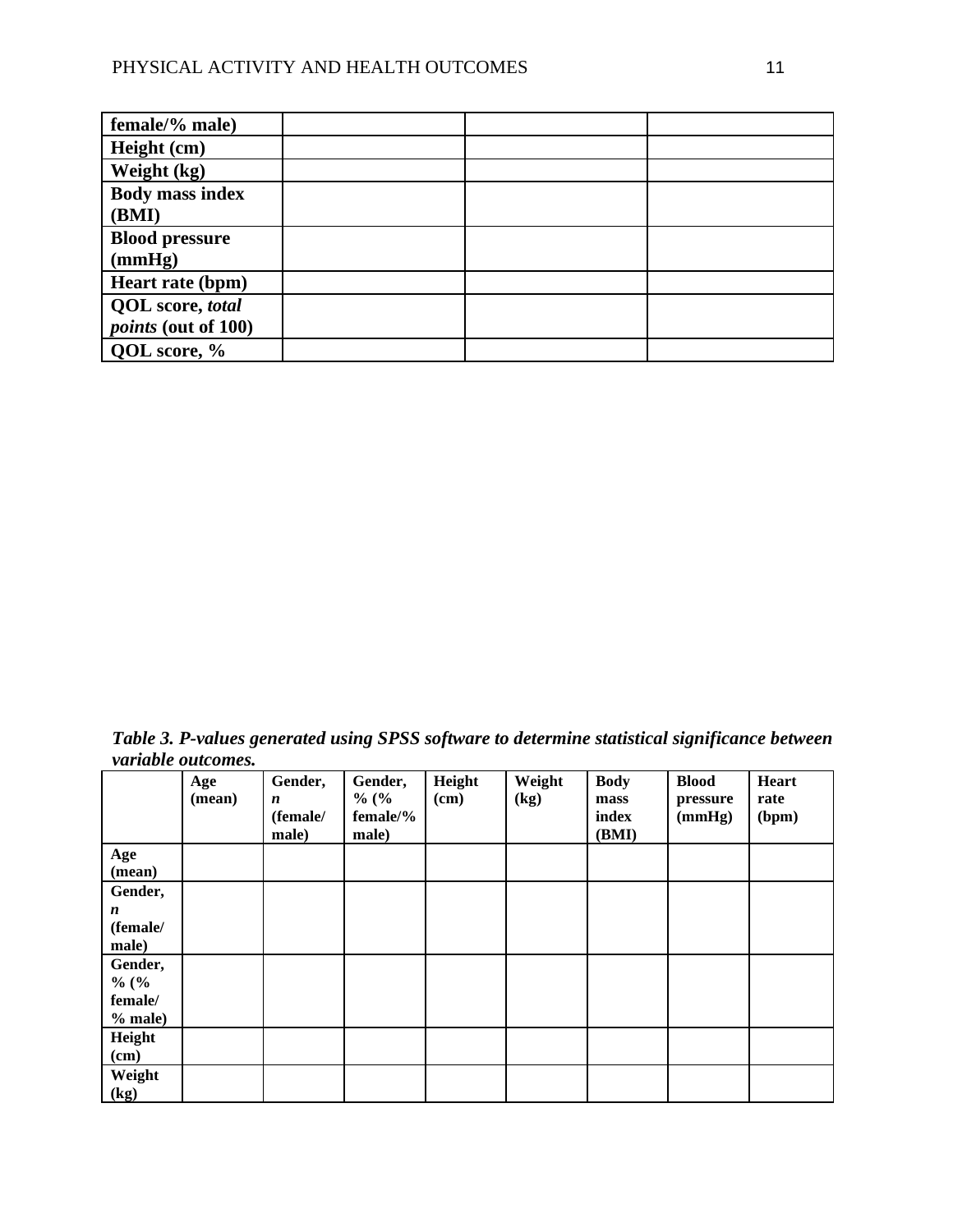| | | | |
|---|---|---|---|
| **female/% male)** | | | |
| **Height (cm)** | | | |
| **Weight (kg)** | | | |
| **Body mass index (BMI)** | | | |
| **Blood pressure (mmHg)** | | | |
| **Heart rate (bpm)** | | | |
| **QOL score, *total points* (out of 100)** | | | |
| **QOL score, %** | | | |

***Table 3. P-values generated using SPSS software to determine statistical significance between variable outcomes.***

| | **Age (mean)** | **Gender, *n* (female/ male)** | **Gender, % (% female/% male)** | **Height (cm)** | **Weight (kg)** | **Body mass index (BMI)** | **Blood pressure (mmHg)** | **Heart rate (bpm)** |
|---|---|---|---|---|---|---|---|---|
| **Age (mean)** | | | | | | | | |
| **Gender, *n* (female/ male)** | | | | | | | | |
| **Gender, % (% female/ % male)** | | | | | | | | |
| **Height (cm)** | | | | | | | | |
| **Weight (kg)** | | | | | | | | |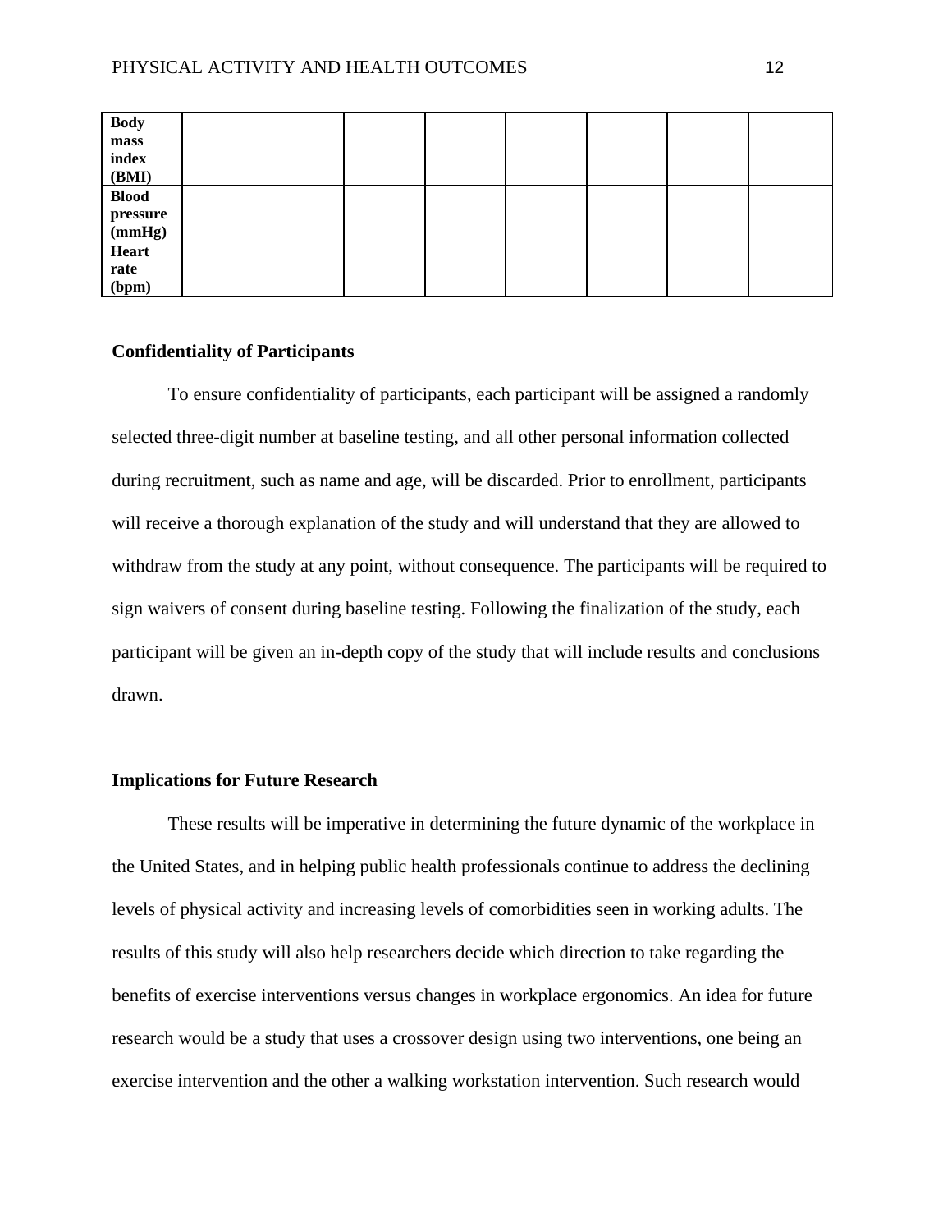| | | | | | | | | |
|---|---|---|---|---|---|---|---|---|
| **Body mass index (BMI)** | | | | | | | | |
| **Blood pressure (mmHg)** | | | | | | | | |
| **Heart rate (bpm)** | | | | | | | | |

**Confidentiality of Participants**

To ensure confidentiality of participants, each participant will be assigned a randomly selected three-digit number at baseline testing, and all other personal information collected during recruitment, such as name and age, will be discarded. Prior to enrollment, participants will receive a thorough explanation of the study and will understand that they are allowed to withdraw from the study at any point, without consequence. The participants will be required to sign waivers of consent during baseline testing. Following the finalization of the study, each participant will be given an in-depth copy of the study that will include results and conclusions drawn.

**Implications for Future Research**

These results will be imperative in determining the future dynamic of the workplace in the United States, and in helping public health professionals continue to address the declining levels of physical activity and increasing levels of comorbidities seen in working adults. The results of this study will also help researchers decide which direction to take regarding the benefits of exercise interventions versus changes in workplace ergonomics. An idea for future research would be a study that uses a crossover design using two interventions, one being an exercise intervention and the other a walking workstation intervention. Such research would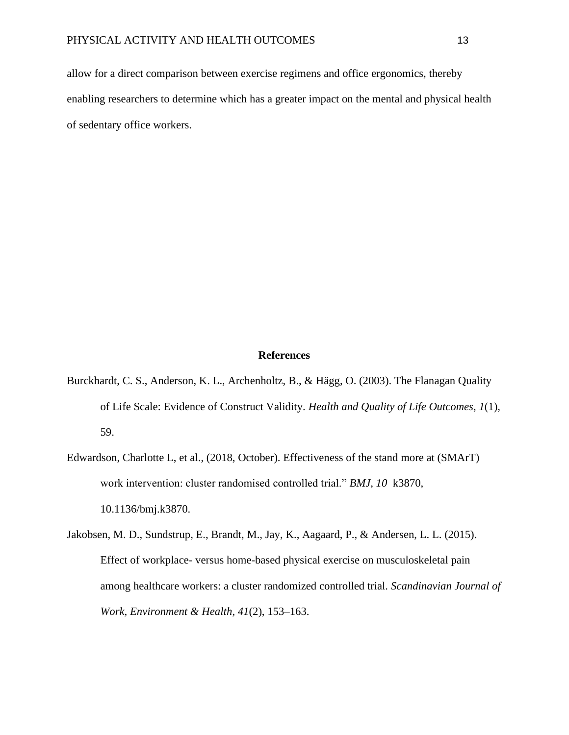allow for a direct comparison between exercise regimens and office ergonomics, thereby enabling researchers to determine which has a greater impact on the mental and physical health of sedentary office workers.

## References

Burckhardt, C. S., Anderson, K. L., Archenholtz, B., & Hägg, O. (2003). The Flanagan Quality of Life Scale: Evidence of Construct Validity. *Health and Quality of Life Outcomes*, *1*(1), 59.

Edwardson, Charlotte L, et al., (2018, October). Effectiveness of the stand more at (SMArT) work intervention: cluster randomised controlled trial." *BMJ*, *10* k3870, 10.1136/bmj.k3870.

Jakobsen, M. D., Sundstrup, E., Brandt, M., Jay, K., Aagaard, P., & Andersen, L. L. (2015). Effect of workplace- versus home-based physical exercise on musculoskeletal pain among healthcare workers: a cluster randomized controlled trial. *Scandinavian Journal of Work, Environment & Health*, *41*(2), 153–163.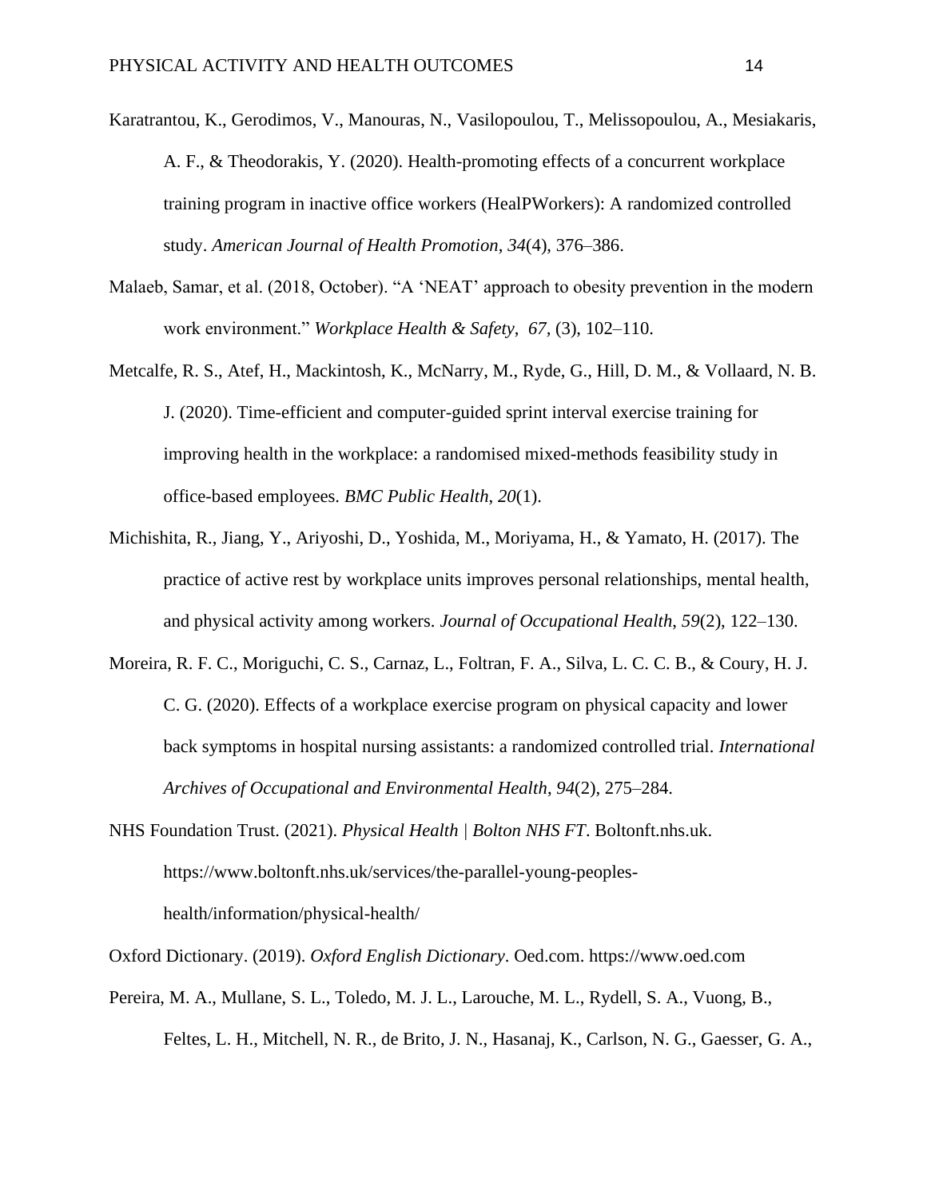Karatrantou, K., Gerodimos, V., Manouras, N., Vasilopoulou, T., Melissopoulou, A., Mesiakaris, A. F., & Theodorakis, Y. (2020). Health-promoting effects of a concurrent workplace training program in inactive office workers (HealPWorkers): A randomized controlled study. *American Journal of Health Promotion*, *34*(4), 376–386.

Malaeb, Samar, et al. (2018, October). "A 'NEAT' approach to obesity prevention in the modern work environment." *Workplace Health & Safety*, *67,* (3), 102–110.

Metcalfe, R. S., Atef, H., Mackintosh, K., McNarry, M., Ryde, G., Hill, D. M., & Vollaard, N. B. J. (2020). Time-efficient and computer-guided sprint interval exercise training for improving health in the workplace: a randomised mixed-methods feasibility study in office-based employees. *BMC Public Health*, *20*(1).

Michishita, R., Jiang, Y., Ariyoshi, D., Yoshida, M., Moriyama, H., & Yamato, H. (2017). The practice of active rest by workplace units improves personal relationships, mental health, and physical activity among workers. *Journal of Occupational Health*, *59*(2), 122–130.

Moreira, R. F. C., Moriguchi, C. S., Carnaz, L., Foltran, F. A., Silva, L. C. C. B., & Coury, H. J. C. G. (2020). Effects of a workplace exercise program on physical capacity and lower back symptoms in hospital nursing assistants: a randomized controlled trial. *International Archives of Occupational and Environmental Health*, *94*(2), 275–284.

NHS Foundation Trust. (2021). *Physical Health | Bolton NHS FT*. Boltonft.nhs.uk. https://www.boltonft.nhs.uk/services/the-parallel-young-peoples-health/information/physical-health/

Oxford Dictionary. (2019). *Oxford English Dictionary*. Oed.com. https://www.oed.com

Pereira, M. A., Mullane, S. L., Toledo, M. J. L., Larouche, M. L., Rydell, S. A., Vuong, B., Feltes, L. H., Mitchell, N. R., de Brito, J. N., Hasanaj, K., Carlson, N. G., Gaesser, G. A.,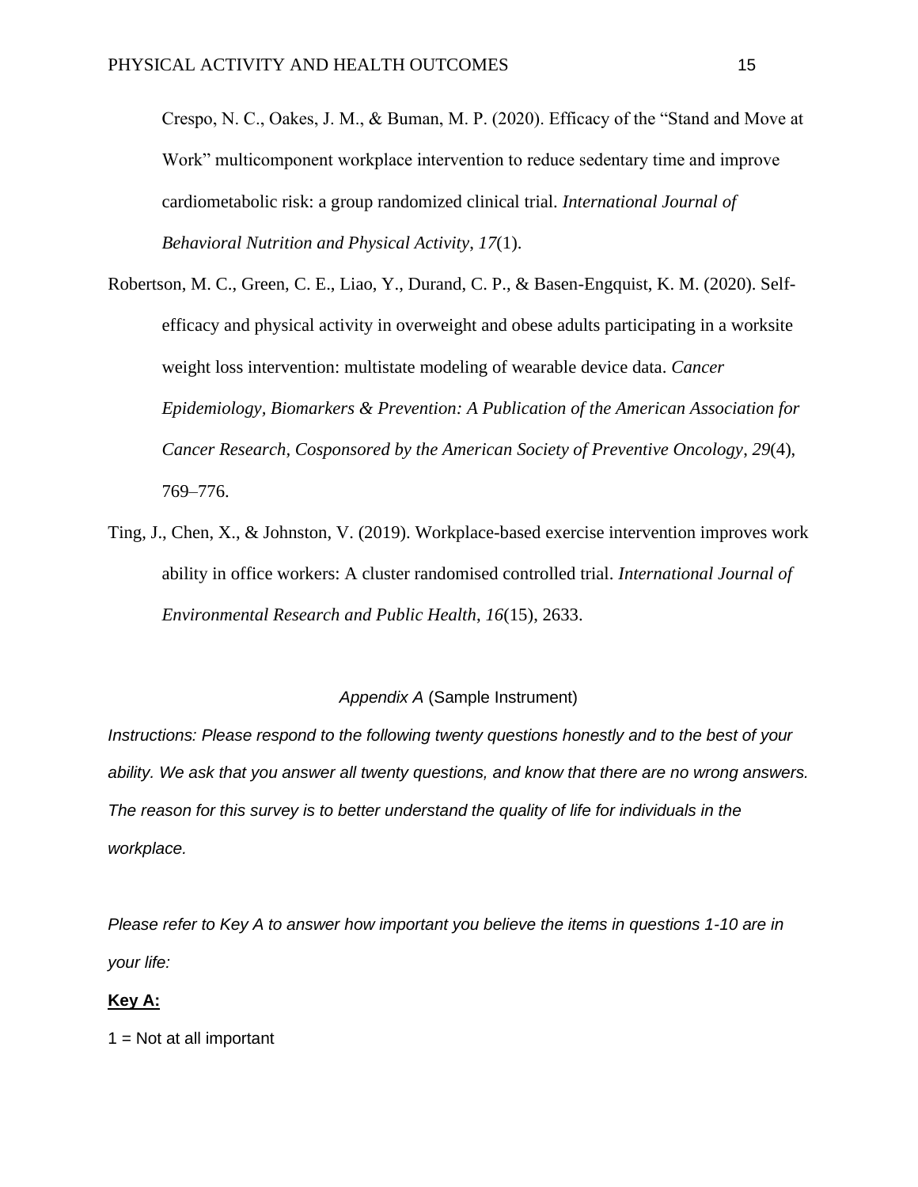Crespo, N. C., Oakes, J. M., & Buman, M. P. (2020). Efficacy of the "Stand and Move at Work" multicomponent workplace intervention to reduce sedentary time and improve cardiometabolic risk: a group randomized clinical trial. *International Journal of Behavioral Nutrition and Physical Activity*, *17*(1).

Robertson, M. C., Green, C. E., Liao, Y., Durand, C. P., & Basen-Engquist, K. M. (2020). Self-efficacy and physical activity in overweight and obese adults participating in a worksite weight loss intervention: multistate modeling of wearable device data. *Cancer Epidemiology, Biomarkers & Prevention: A Publication of the American Association for Cancer Research, Cosponsored by the American Society of Preventive Oncology*, *29*(4), 769–776.

Ting, J., Chen, X., & Johnston, V. (2019). Workplace-based exercise intervention improves work ability in office workers: A cluster randomised controlled trial. *International Journal of Environmental Research and Public Health*, *16*(15), 2633.

## *Appendix A* (Sample Instrument)

*Instructions: Please respond to the following twenty questions honestly and to the best of your ability. We ask that you answer all twenty questions, and know that there are no wrong answers. The reason for this survey is to better understand the quality of life for individuals in the workplace.*

*Please refer to Key A to answer how important you believe the items in questions 1-10 are in your life:*

**Key A:**

1 = Not at all important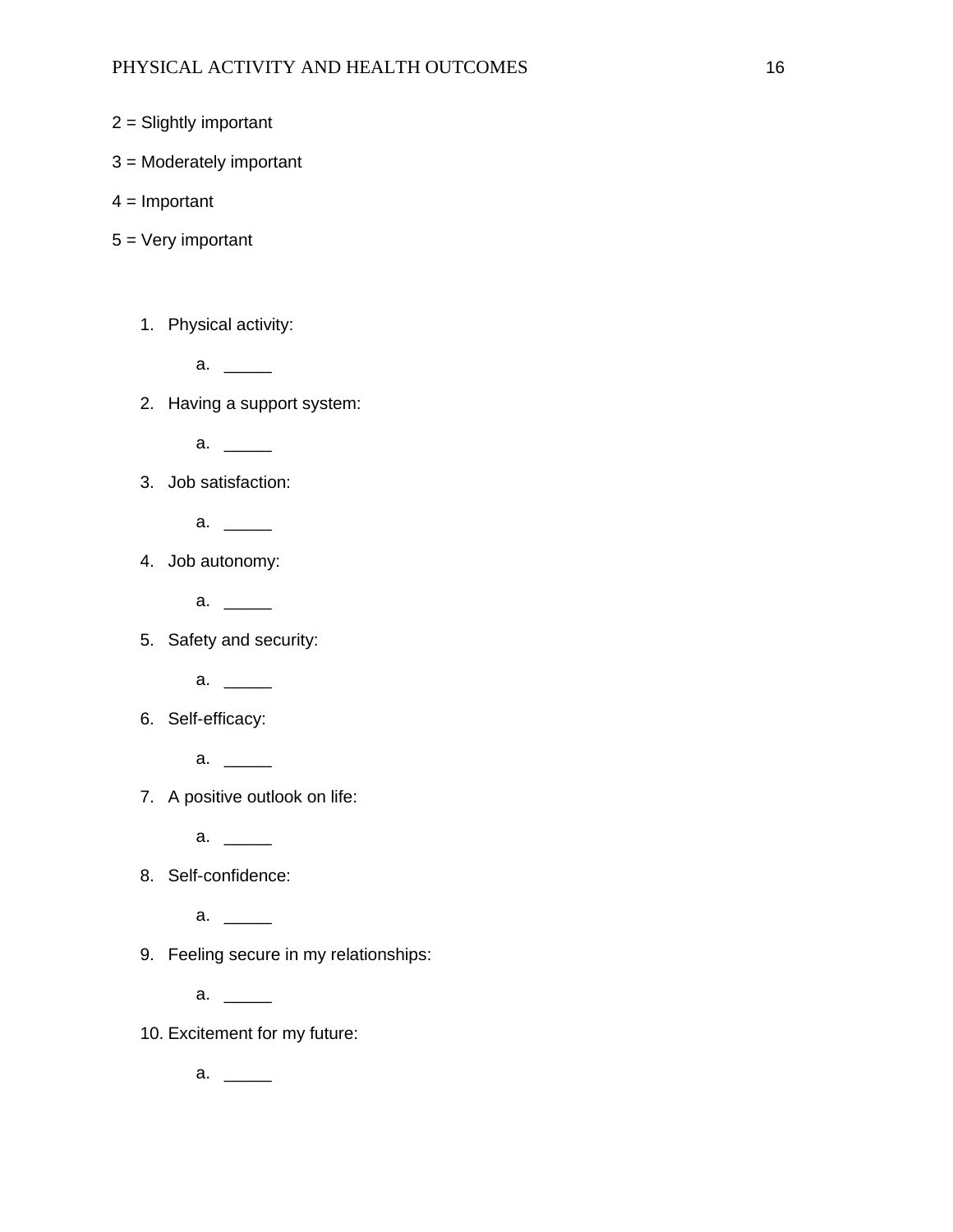2 = Slightly important

3 = Moderately important

4 = Important

5 = Very important

1. Physical activity:
   a. _____
2. Having a support system:
   a. _____
3. Job satisfaction:
   a. _____
4. Job autonomy:
   a. _____
5. Safety and security:
   a. _____
6. Self-efficacy:
   a. _____
7. A positive outlook on life:
   a. _____
8. Self-confidence:
   a. _____
9. Feeling secure in my relationships:
   a. _____
10. Excitement for my future:
    a. _____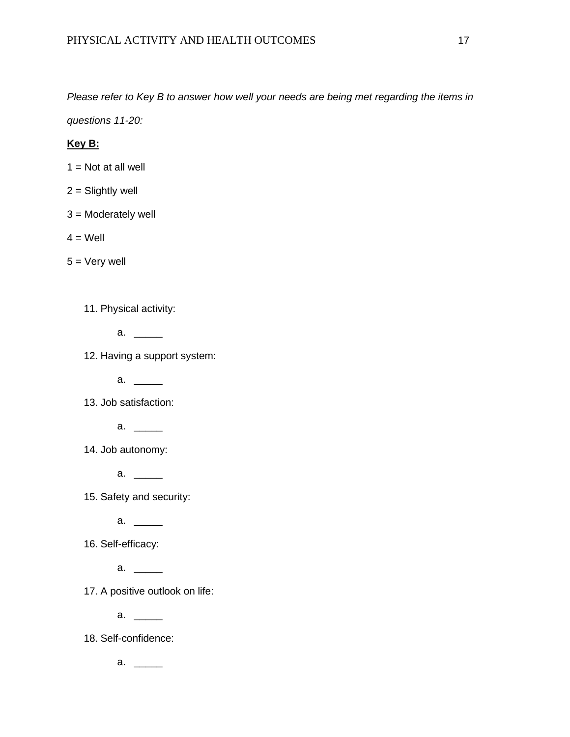*Please refer to Key B to answer how well your needs are being met regarding the items in questions 11-20:*

**Key B:**

1 = Not at all well

2 = Slightly well

3 = Moderately well

4 = Well

5 = Very well

11. Physical activity:
    a. _____
12. Having a support system:
    a. _____
13. Job satisfaction:
    a. _____
14. Job autonomy:
    a. _____
15. Safety and security:
    a. _____
16. Self-efficacy:
    a. _____
17. A positive outlook on life:
    a. _____
18. Self-confidence:
    a. _____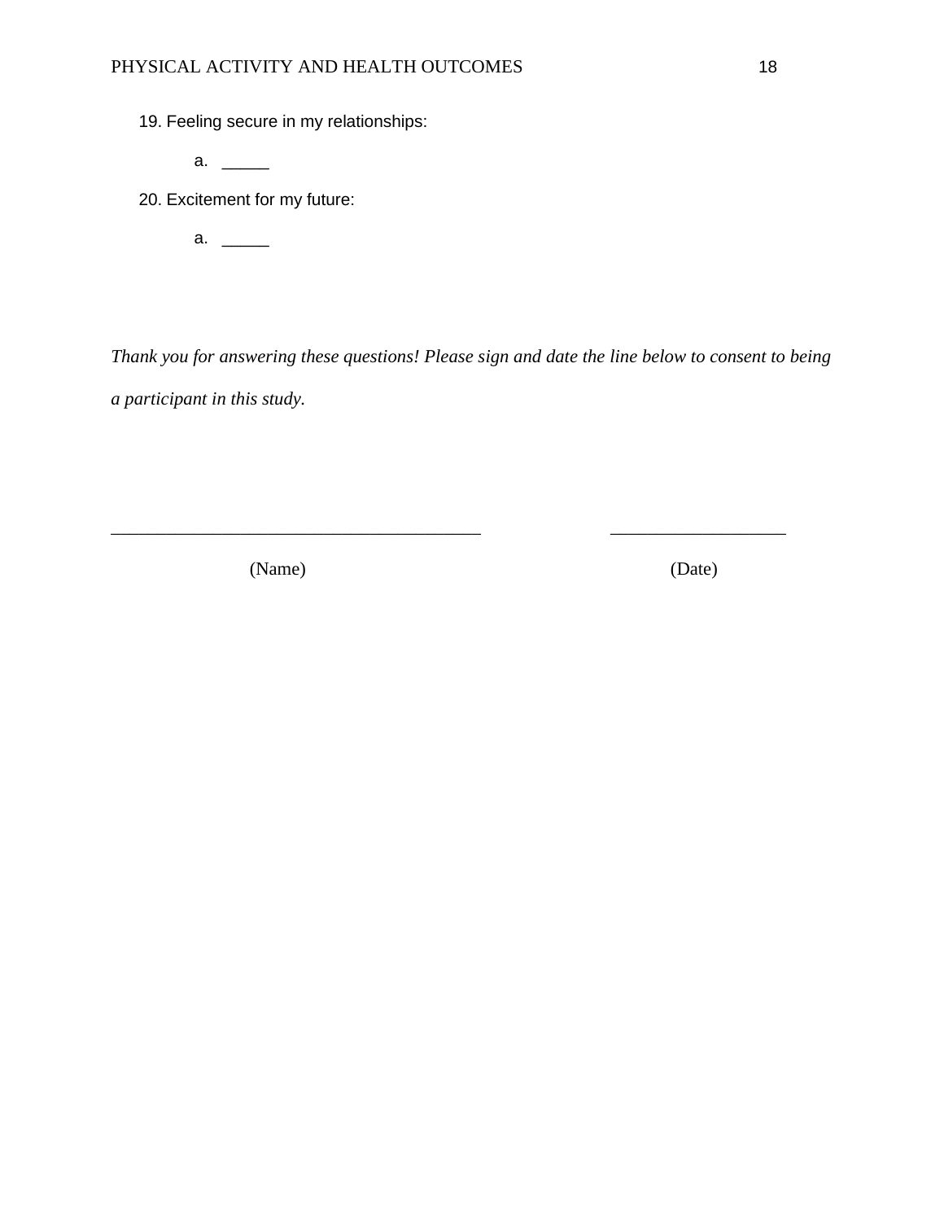19. Feeling secure in my relationships:

    a. _____

20. Excitement for my future:

    a. _____

*Thank you for answering these questions! Please sign and date the line below to consent to being a participant in this study.*

_________________________________________ ___________________

(Name) (Date)